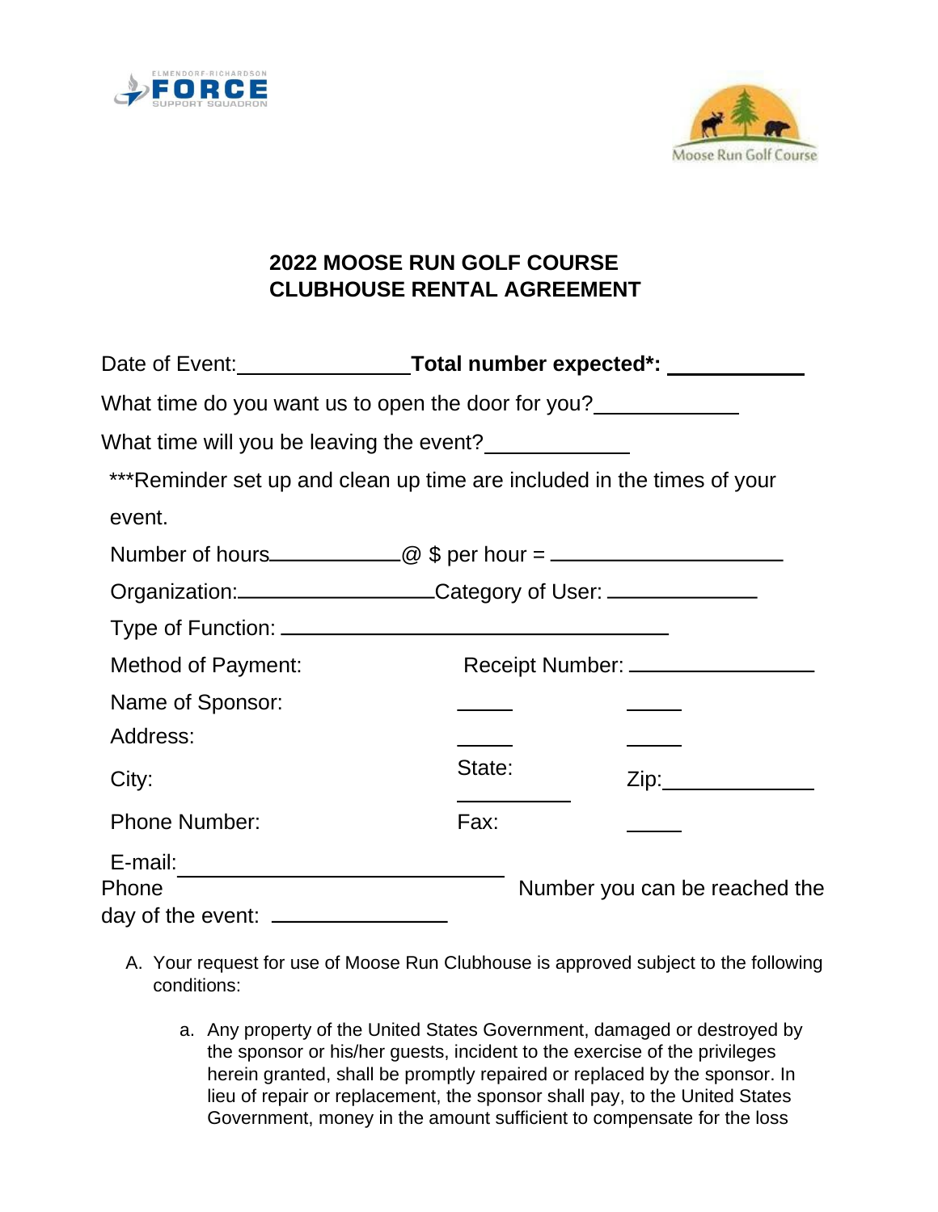# 2022 MOOSE RUN GOLF COURSE CLUBHOUSE RENTAL AGREEMENT

Date of Event:_______________ **Total number expected*:** ____________

What time do you want us to open the door for you?____________

What time will you be leaving the event?____________

***Reminder set up and clean up time are included in the times of your event.

Number of hours___________@ $ per hour = ___________________

Organization:_________________Category of User: _____________

Type of Function: ______________________________

Method of Payment: Receipt Number: ________________

Name of Sponsor:

Address:

City: State: Zip:_____________

Phone Number: Fax:

E-mail: ______________________________

Phone Number you can be reached the day of the event: _______________

A. Your request for use of Moose Run Clubhouse is approved subject to the following conditions:

   a. Any property of the United States Government, damaged or destroyed by the sponsor or his/her guests, incident to the exercise of the privileges herein granted, shall be promptly repaired or replaced by the sponsor. In lieu of repair or replacement, the sponsor shall pay, to the United States Government, money in the amount sufficient to compensate for the loss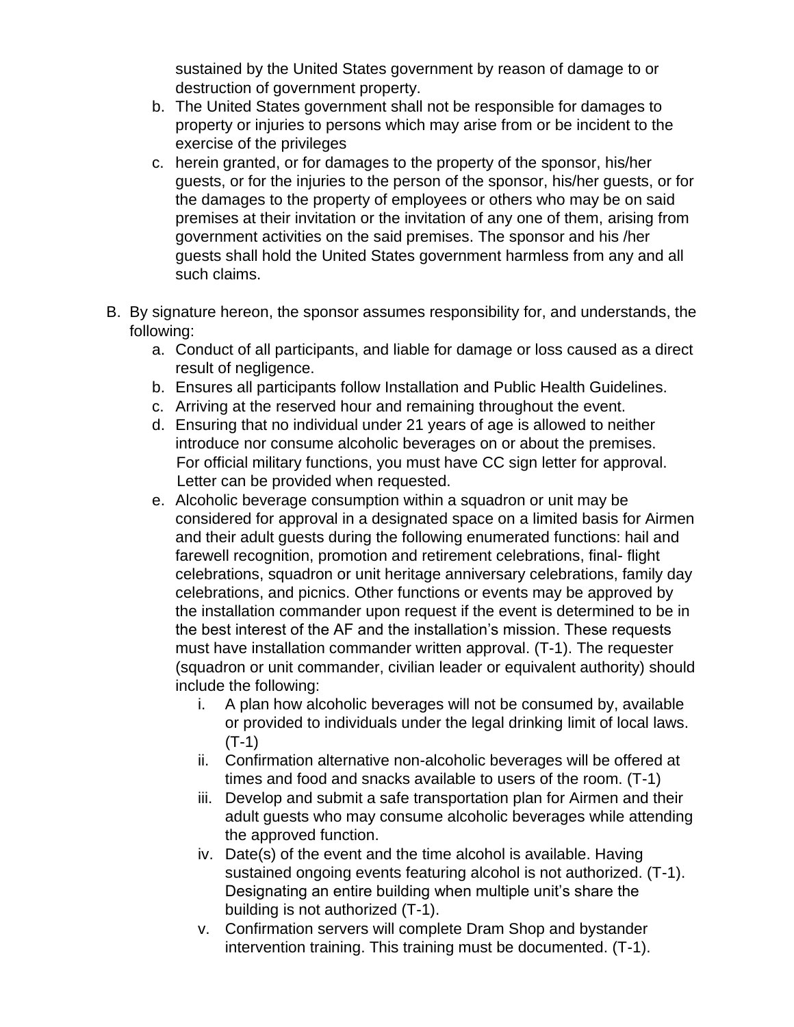sustained by the United States government by reason of damage to or destruction of government property.

b. The United States government shall not be responsible for damages to property or injuries to persons which may arise from or be incident to the exercise of the privileges
c. herein granted, or for damages to the property of the sponsor, his/her guests, or for the injuries to the person of the sponsor, his/her guests, or for the damages to the property of employees or others who may be on said premises at their invitation or the invitation of any one of them, arising from government activities on the said premises. The sponsor and his /her guests shall hold the United States government harmless from any and all such claims.

B. By signature hereon, the sponsor assumes responsibility for, and understands, the following:
   a. Conduct of all participants, and liable for damage or loss caused as a direct result of negligence.
   b. Ensures all participants follow Installation and Public Health Guidelines.
   c. Arriving at the reserved hour and remaining throughout the event.
   d. Ensuring that no individual under 21 years of age is allowed to neither introduce nor consume alcoholic beverages on or about the premises. For official military functions, you must have CC sign letter for approval. Letter can be provided when requested.
   e. Alcoholic beverage consumption within a squadron or unit may be considered for approval in a designated space on a limited basis for Airmen and their adult guests during the following enumerated functions: hail and farewell recognition, promotion and retirement celebrations, final- flight celebrations, squadron or unit heritage anniversary celebrations, family day celebrations, and picnics. Other functions or events may be approved by the installation commander upon request if the event is determined to be in the best interest of the AF and the installation's mission. These requests must have installation commander written approval. (T-1). The requester (squadron or unit commander, civilian leader or equivalent authority) should include the following:
      i. A plan how alcoholic beverages will not be consumed by, available or provided to individuals under the legal drinking limit of local laws. (T-1)
      ii. Confirmation alternative non-alcoholic beverages will be offered at times and food and snacks available to users of the room. (T-1)
      iii. Develop and submit a safe transportation plan for Airmen and their adult guests who may consume alcoholic beverages while attending the approved function.
      iv. Date(s) of the event and the time alcohol is available. Having sustained ongoing events featuring alcohol is not authorized. (T-1). Designating an entire building when multiple unit's share the building is not authorized (T-1).
      v. Confirmation servers will complete Dram Shop and bystander intervention training. This training must be documented. (T-1).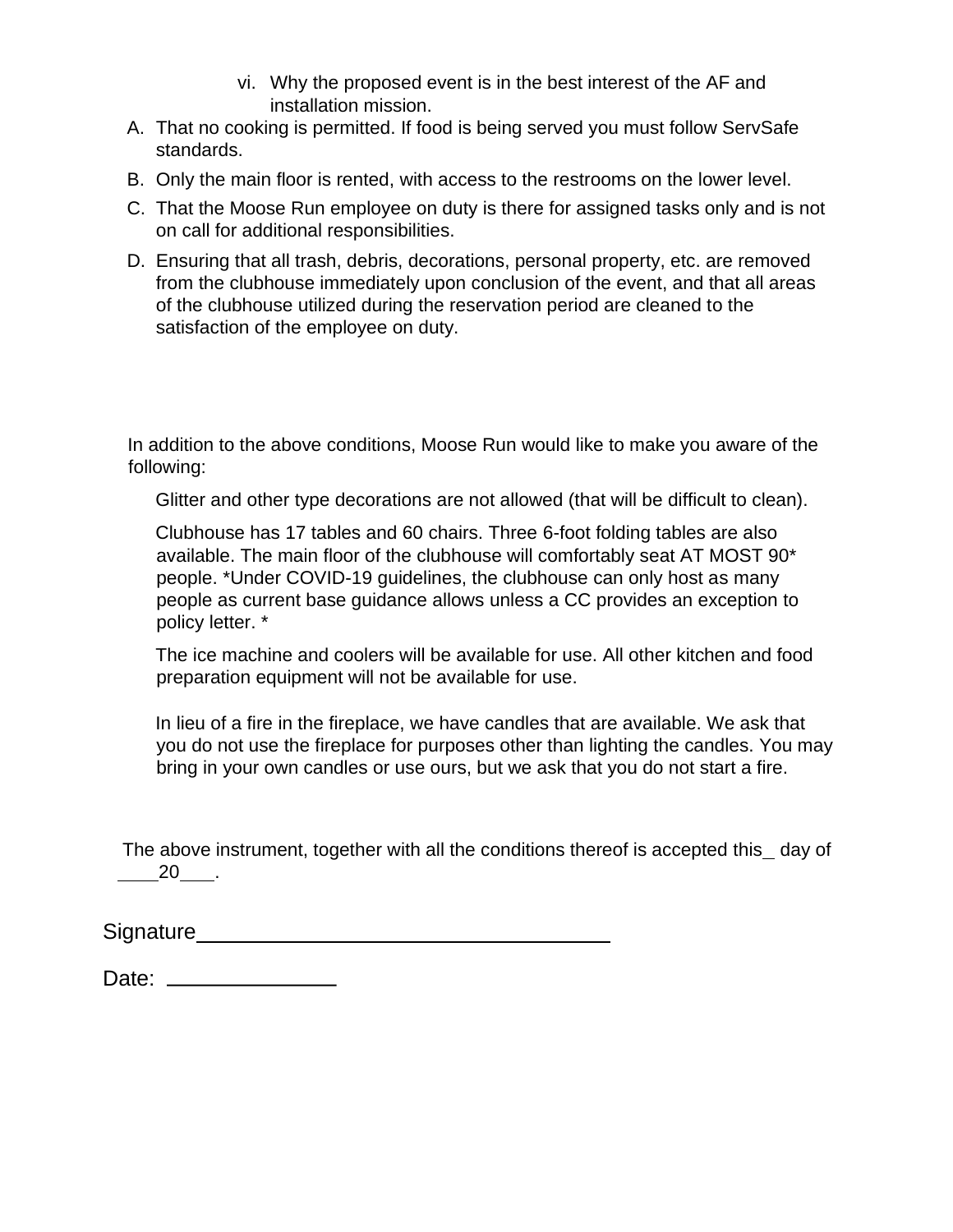vi. Why the proposed event is in the best interest of the AF and installation mission.

A. That no cooking is permitted. If food is being served you must follow ServSafe standards.

B. Only the main floor is rented, with access to the restrooms on the lower level.

C. That the Moose Run employee on duty is there for assigned tasks only and is not on call for additional responsibilities.

D. Ensuring that all trash, debris, decorations, personal property, etc. are removed from the clubhouse immediately upon conclusion of the event, and that all areas of the clubhouse utilized during the reservation period are cleaned to the satisfaction of the employee on duty.

In addition to the above conditions, Moose Run would like to make you aware of the following:

Glitter and other type decorations are not allowed (that will be difficult to clean).

Clubhouse has 17 tables and 60 chairs. Three 6-foot folding tables are also available. The main floor of the clubhouse will comfortably seat AT MOST 90* people. *Under COVID-19 guidelines, the clubhouse can only host as many people as current base guidance allows unless a CC provides an exception to policy letter. *

The ice machine and coolers will be available for use. All other kitchen and food preparation equipment will not be available for use.

In lieu of a fire in the fireplace, we have candles that are available. We ask that you do not use the fireplace for purposes other than lighting the candles. You may bring in your own candles or use ours, but we ask that you do not start a fire.

The above instrument, together with all the conditions thereof is accepted this\_ day of \_\_\_\_20\_\_\_.

Signature\_\_\_\_\_\_\_\_\_\_\_\_\_\_\_\_\_\_\_\_\_\_\_\_\_\_\_\_\_\_\_\_\_\_\_\_

Date: \_\_\_\_\_\_\_\_\_\_\_\_\_\_\_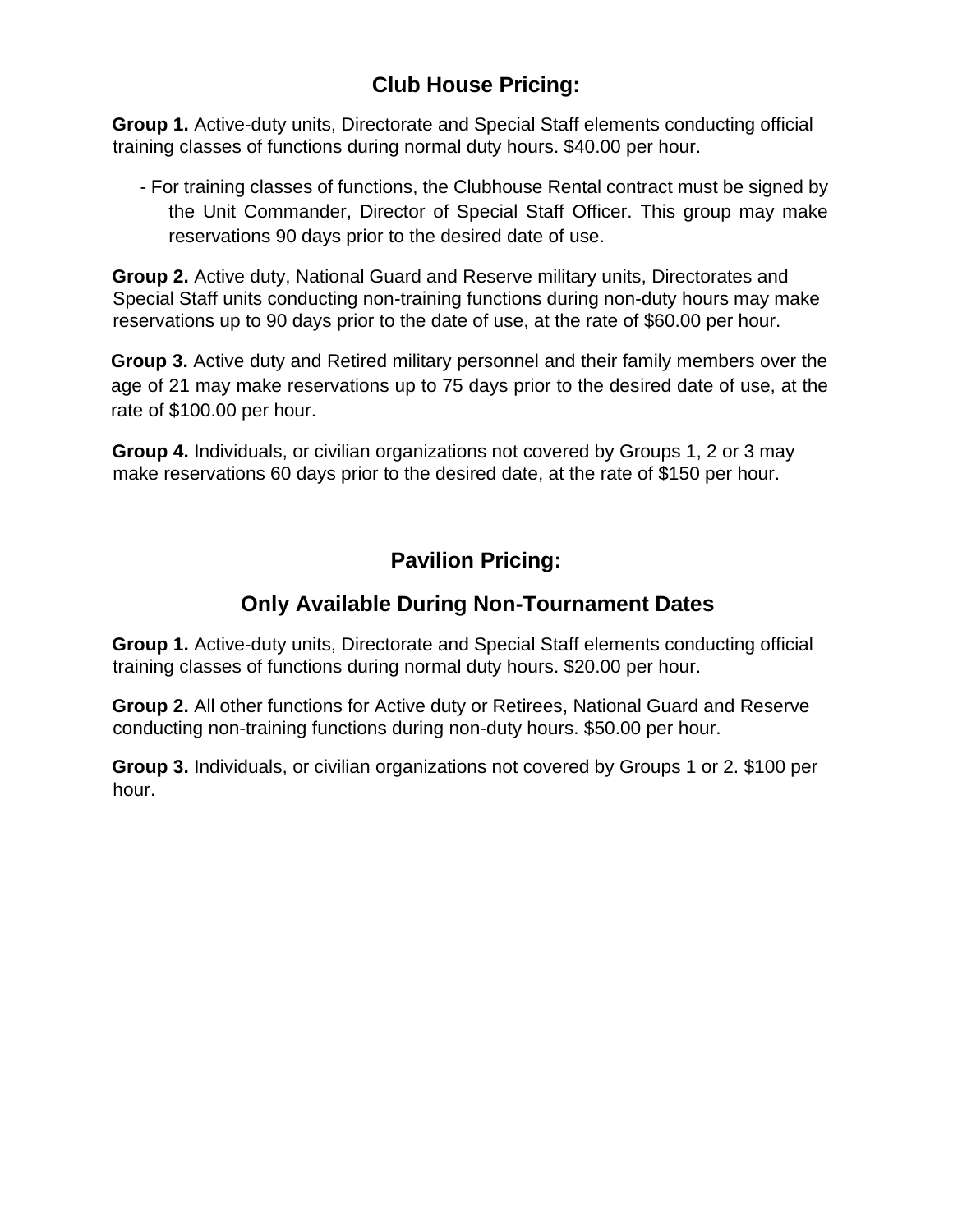## Club House Pricing:

**Group 1.** Active-duty units, Directorate and Special Staff elements conducting official training classes of functions during normal duty hours. $40.00 per hour.

- For training classes of functions, the Clubhouse Rental contract must be signed by the Unit Commander, Director of Special Staff Officer. This group may make reservations 90 days prior to the desired date of use.

**Group 2.** Active duty, National Guard and Reserve military units, Directorates and Special Staff units conducting non-training functions during non-duty hours may make reservations up to 90 days prior to the date of use, at the rate of $60.00 per hour.

**Group 3.** Active duty and Retired military personnel and their family members over the age of 21 may make reservations up to 75 days prior to the desired date of use, at the rate of $100.00 per hour.

**Group 4.** Individuals, or civilian organizations not covered by Groups 1, 2 or 3 may make reservations 60 days prior to the desired date, at the rate of $150 per hour.

## Pavilion Pricing:

## Only Available During Non-Tournament Dates

**Group 1.** Active-duty units, Directorate and Special Staff elements conducting official training classes of functions during normal duty hours. $20.00 per hour.

**Group 2.** All other functions for Active duty or Retirees, National Guard and Reserve conducting non-training functions during non-duty hours. $50.00 per hour.

**Group 3.** Individuals, or civilian organizations not covered by Groups 1 or 2. $100 per hour.